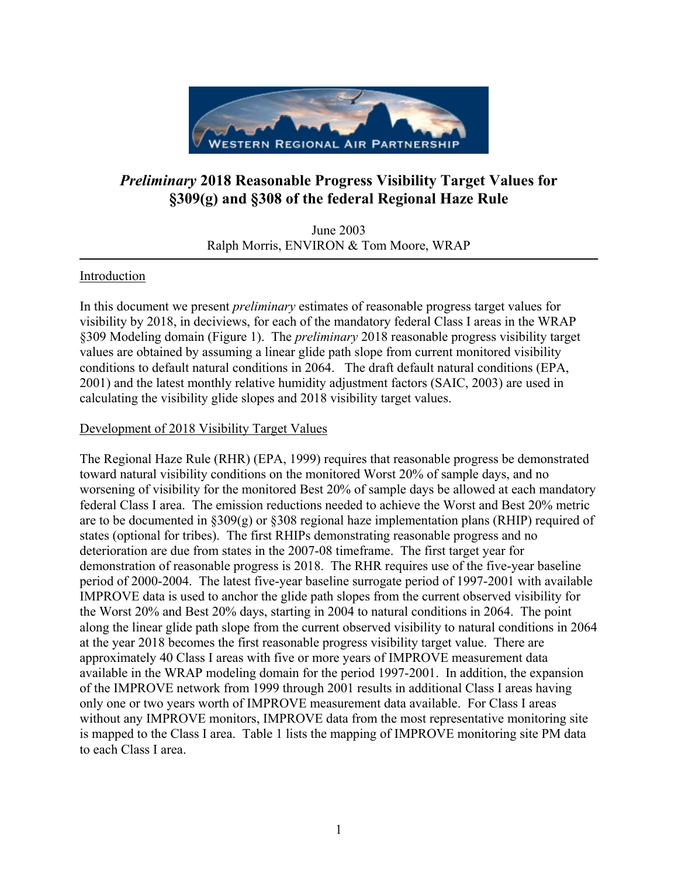# *Preliminary* 2018 Reasonable Progress Visibility Target Values for §309(g) and §308 of the federal Regional Haze Rule

June 2003
Ralph Morris, ENVIRON & Tom Moore, WRAP

## Introduction

In this document we present *preliminary* estimates of reasonable progress target values for visibility by 2018, in deciviews, for each of the mandatory federal Class I areas in the WRAP §309 Modeling domain (Figure 1). The *preliminary* 2018 reasonable progress visibility target values are obtained by assuming a linear glide path slope from current monitored visibility conditions to default natural conditions in 2064. The draft default natural conditions (EPA, 2001) and the latest monthly relative humidity adjustment factors (SAIC, 2003) are used in calculating the visibility glide slopes and 2018 visibility target values.

## Development of 2018 Visibility Target Values

The Regional Haze Rule (RHR) (EPA, 1999) requires that reasonable progress be demonstrated toward natural visibility conditions on the monitored Worst 20% of sample days, and no worsening of visibility for the monitored Best 20% of sample days be allowed at each mandatory federal Class I area. The emission reductions needed to achieve the Worst and Best 20% metric are to be documented in §309(g) or §308 regional haze implementation plans (RHIP) required of states (optional for tribes). The first RHIPs demonstrating reasonable progress and no deterioration are due from states in the 2007-08 timeframe. The first target year for demonstration of reasonable progress is 2018. The RHR requires use of the five-year baseline period of 2000-2004. The latest five-year baseline surrogate period of 1997-2001 with available IMPROVE data is used to anchor the glide path slopes from the current observed visibility for the Worst 20% and Best 20% days, starting in 2004 to natural conditions in 2064. The point along the linear glide path slope from the current observed visibility to natural conditions in 2064 at the year 2018 becomes the first reasonable progress visibility target value. There are approximately 40 Class I areas with five or more years of IMPROVE measurement data available in the WRAP modeling domain for the period 1997-2001. In addition, the expansion of the IMPROVE network from 1999 through 2001 results in additional Class I areas having only one or two years worth of IMPROVE measurement data available. For Class I areas without any IMPROVE monitors, IMPROVE data from the most representative monitoring site is mapped to the Class I area. Table 1 lists the mapping of IMPROVE monitoring site PM data to each Class I area.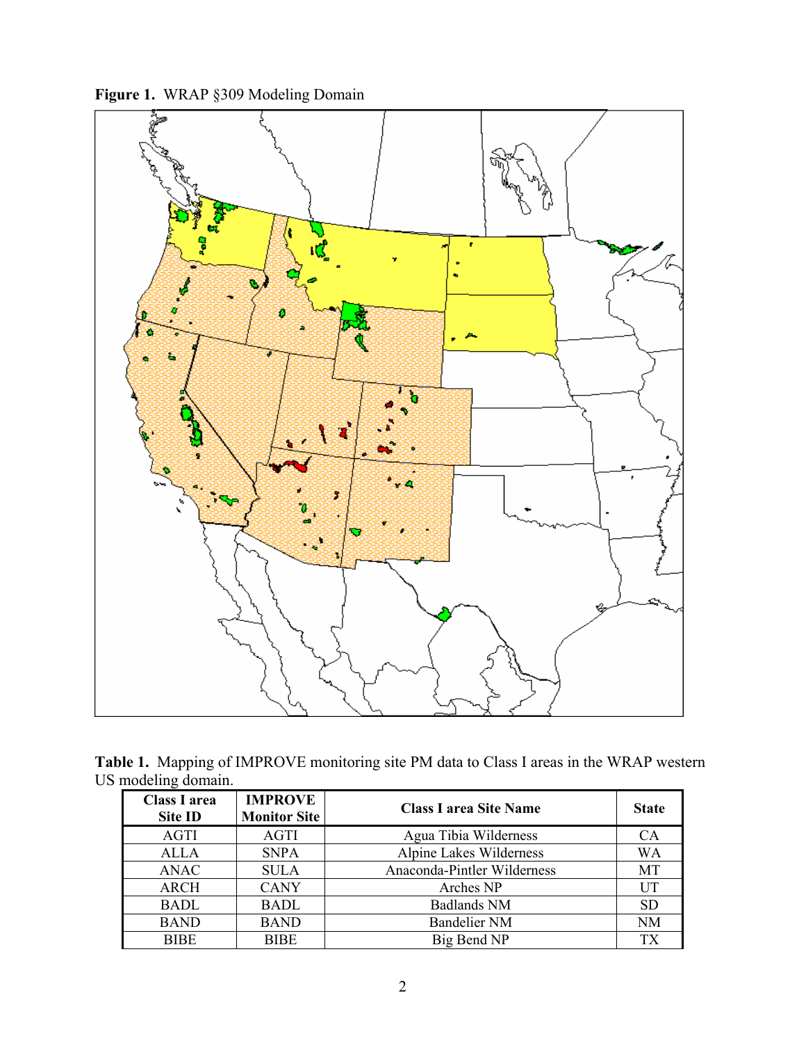**Figure 1.** WRAP §309 Modeling Domain

**Table 1.** Mapping of IMPROVE monitoring site PM data to Class I areas in the WRAP western US modeling domain.

| Class I area Site ID | IMPROVE Monitor Site | Class I area Site Name | State |
|---|---|---|---|
| AGTI | AGTI | Agua Tibia Wilderness | CA |
| ALLA | SNPA | Alpine Lakes Wilderness | WA |
| ANAC | SULA | Anaconda-Pintler Wilderness | MT |
| ARCH | CANY | Arches NP | UT |
| BADL | BADL | Badlands NM | SD |
| BAND | BAND | Bandelier NM | NM |
| BIBE | BIBE | Big Bend NP | TX |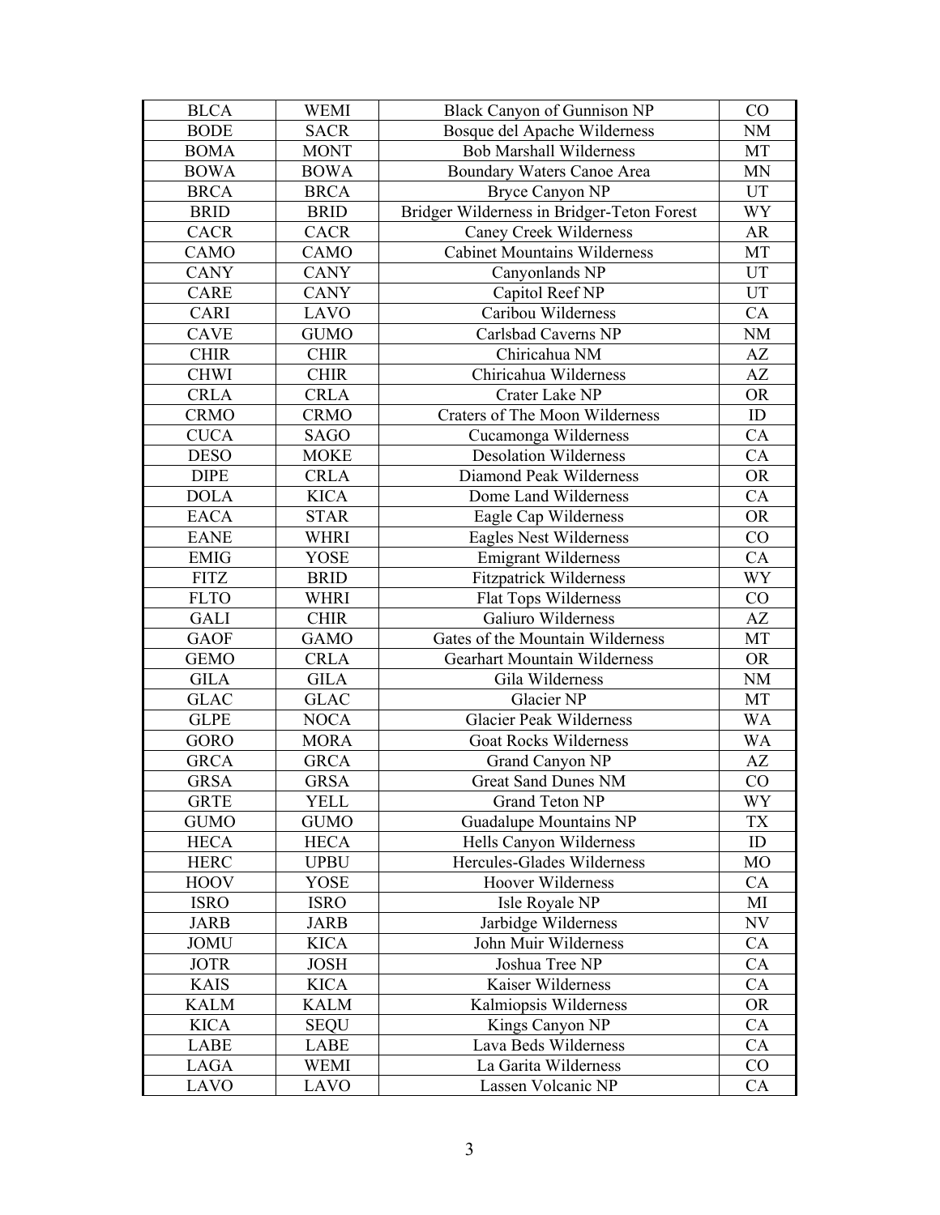| BLCA | WEMI | Black Canyon of Gunnison NP | CO |
|---|---|---|---|
| BODE | SACR | Bosque del Apache Wilderness | NM |
| BOMA | MONT | Bob Marshall Wilderness | MT |
| BOWA | BOWA | Boundary Waters Canoe Area | MN |
| BRCA | BRCA | Bryce Canyon NP | UT |
| BRID | BRID | Bridger Wilderness in Bridger-Teton Forest | WY |
| CACR | CACR | Caney Creek Wilderness | AR |
| CAMO | CAMO | Cabinet Mountains Wilderness | MT |
| CANY | CANY | Canyonlands NP | UT |
| CARE | CANY | Capitol Reef NP | UT |
| CARI | LAVO | Caribou Wilderness | CA |
| CAVE | GUMO | Carlsbad Caverns NP | NM |
| CHIR | CHIR | Chiricahua NM | AZ |
| CHWI | CHIR | Chiricahua Wilderness | AZ |
| CRLA | CRLA | Crater Lake NP | OR |
| CRMO | CRMO | Craters of The Moon Wilderness | ID |
| CUCA | SAGO | Cucamonga Wilderness | CA |
| DESO | MOKE | Desolation Wilderness | CA |
| DIPE | CRLA | Diamond Peak Wilderness | OR |
| DOLA | KICA | Dome Land Wilderness | CA |
| EACA | STAR | Eagle Cap Wilderness | OR |
| EANE | WHRI | Eagles Nest Wilderness | CO |
| EMIG | YOSE | Emigrant Wilderness | CA |
| FITZ | BRID | Fitzpatrick Wilderness | WY |
| FLTO | WHRI | Flat Tops Wilderness | CO |
| GALI | CHIR | Galiuro Wilderness | AZ |
| GAOF | GAMO | Gates of the Mountain Wilderness | MT |
| GEMO | CRLA | Gearhart Mountain Wilderness | OR |
| GILA | GILA | Gila Wilderness | NM |
| GLAC | GLAC | Glacier NP | MT |
| GLPE | NOCA | Glacier Peak Wilderness | WA |
| GORO | MORA | Goat Rocks Wilderness | WA |
| GRCA | GRCA | Grand Canyon NP | AZ |
| GRSA | GRSA | Great Sand Dunes NM | CO |
| GRTE | YELL | Grand Teton NP | WY |
| GUMO | GUMO | Guadalupe Mountains NP | TX |
| HECA | HECA | Hells Canyon Wilderness | ID |
| HERC | UPBU | Hercules-Glades Wilderness | MO |
| HOOV | YOSE | Hoover Wilderness | CA |
| ISRO | ISRO | Isle Royale NP | MI |
| JARB | JARB | Jarbidge Wilderness | NV |
| JOMU | KICA | John Muir Wilderness | CA |
| JOTR | JOSH | Joshua Tree NP | CA |
| KAIS | KICA | Kaiser Wilderness | CA |
| KALM | KALM | Kalmiopsis Wilderness | OR |
| KICA | SEQU | Kings Canyon NP | CA |
| LABE | LABE | Lava Beds Wilderness | CA |
| LAGA | WEMI | La Garita Wilderness | CO |
| LAVO | LAVO | Lassen Volcanic NP | CA |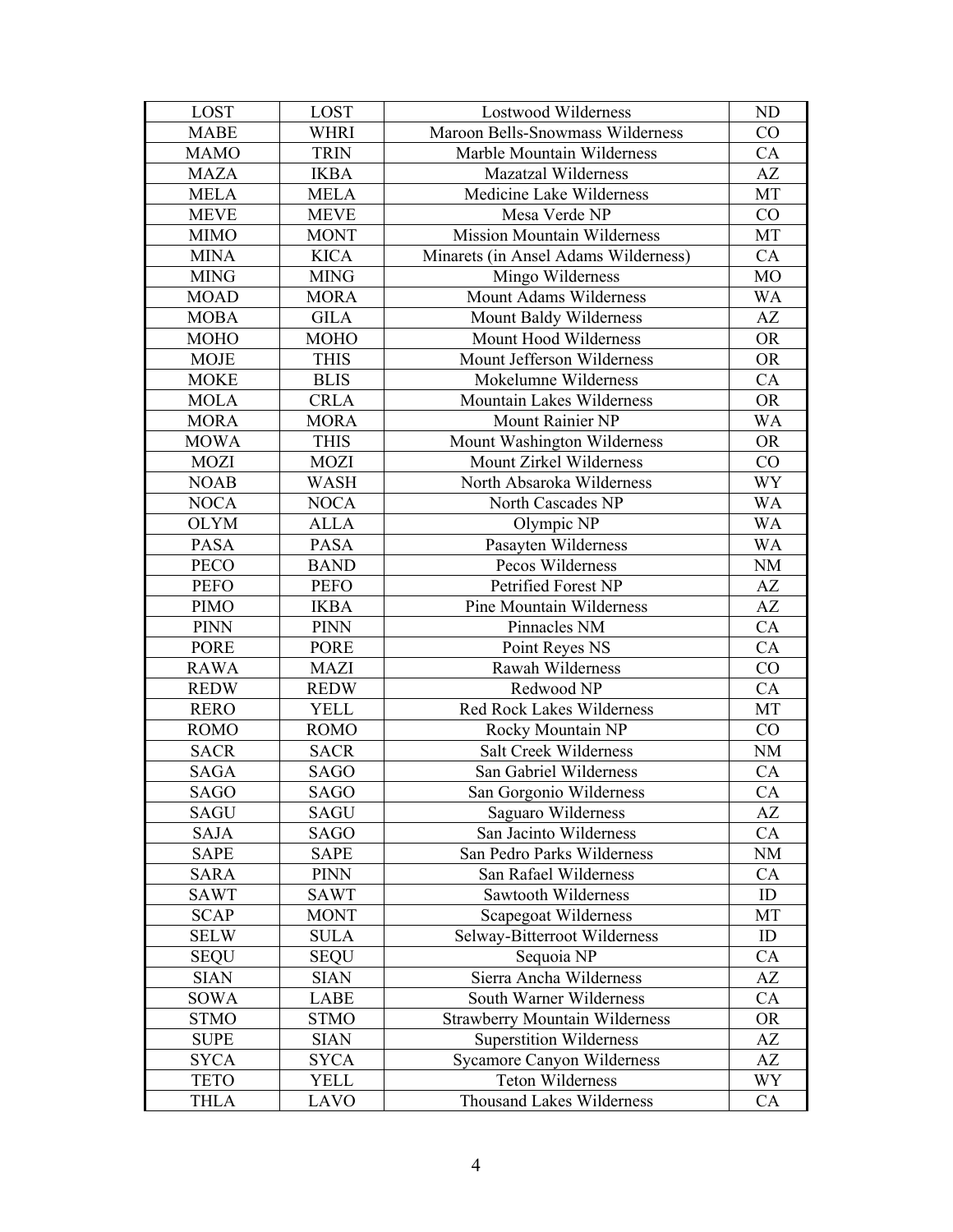| LOST | LOST | Lostwood Wilderness | ND |
|---|---|---|---|
| MABE | WHRI | Maroon Bells-Snowmass Wilderness | CO |
| MAMO | TRIN | Marble Mountain Wilderness | CA |
| MAZA | IKBA | Mazatzal Wilderness | AZ |
| MELA | MELA | Medicine Lake Wilderness | MT |
| MEVE | MEVE | Mesa Verde NP | CO |
| MIMO | MONT | Mission Mountain Wilderness | MT |
| MINA | KICA | Minarets (in Ansel Adams Wilderness) | CA |
| MING | MING | Mingo Wilderness | MO |
| MOAD | MORA | Mount Adams Wilderness | WA |
| MOBA | GILA | Mount Baldy Wilderness | AZ |
| MOHO | MOHO | Mount Hood Wilderness | OR |
| MOJE | THIS | Mount Jefferson Wilderness | OR |
| MOKE | BLIS | Mokelumne Wilderness | CA |
| MOLA | CRLA | Mountain Lakes Wilderness | OR |
| MORA | MORA | Mount Rainier NP | WA |
| MOWA | THIS | Mount Washington Wilderness | OR |
| MOZI | MOZI | Mount Zirkel Wilderness | CO |
| NOAB | WASH | North Absaroka Wilderness | WY |
| NOCA | NOCA | North Cascades NP | WA |
| OLYM | ALLA | Olympic NP | WA |
| PASA | PASA | Pasayten Wilderness | WA |
| PECO | BAND | Pecos Wilderness | NM |
| PEFO | PEFO | Petrified Forest NP | AZ |
| PIMO | IKBA | Pine Mountain Wilderness | AZ |
| PINN | PINN | Pinnacles NM | CA |
| PORE | PORE | Point Reyes NS | CA |
| RAWA | MAZI | Rawah Wilderness | CO |
| REDW | REDW | Redwood NP | CA |
| RERO | YELL | Red Rock Lakes Wilderness | MT |
| ROMO | ROMO | Rocky Mountain NP | CO |
| SACR | SACR | Salt Creek Wilderness | NM |
| SAGA | SAGO | San Gabriel Wilderness | CA |
| SAGO | SAGO | San Gorgonio Wilderness | CA |
| SAGU | SAGU | Saguaro Wilderness | AZ |
| SAJA | SAGO | San Jacinto Wilderness | CA |
| SAPE | SAPE | San Pedro Parks Wilderness | NM |
| SARA | PINN | San Rafael Wilderness | CA |
| SAWT | SAWT | Sawtooth Wilderness | ID |
| SCAP | MONT | Scapegoat Wilderness | MT |
| SELW | SULA | Selway-Bitterroot Wilderness | ID |
| SEQU | SEQU | Sequoia NP | CA |
| SIAN | SIAN | Sierra Ancha Wilderness | AZ |
| SOWA | LABE | South Warner Wilderness | CA |
| STMO | STMO | Strawberry Mountain Wilderness | OR |
| SUPE | SIAN | Superstition Wilderness | AZ |
| SYCA | SYCA | Sycamore Canyon Wilderness | AZ |
| TETO | YELL | Teton Wilderness | WY |
| THLA | LAVO | Thousand Lakes Wilderness | CA |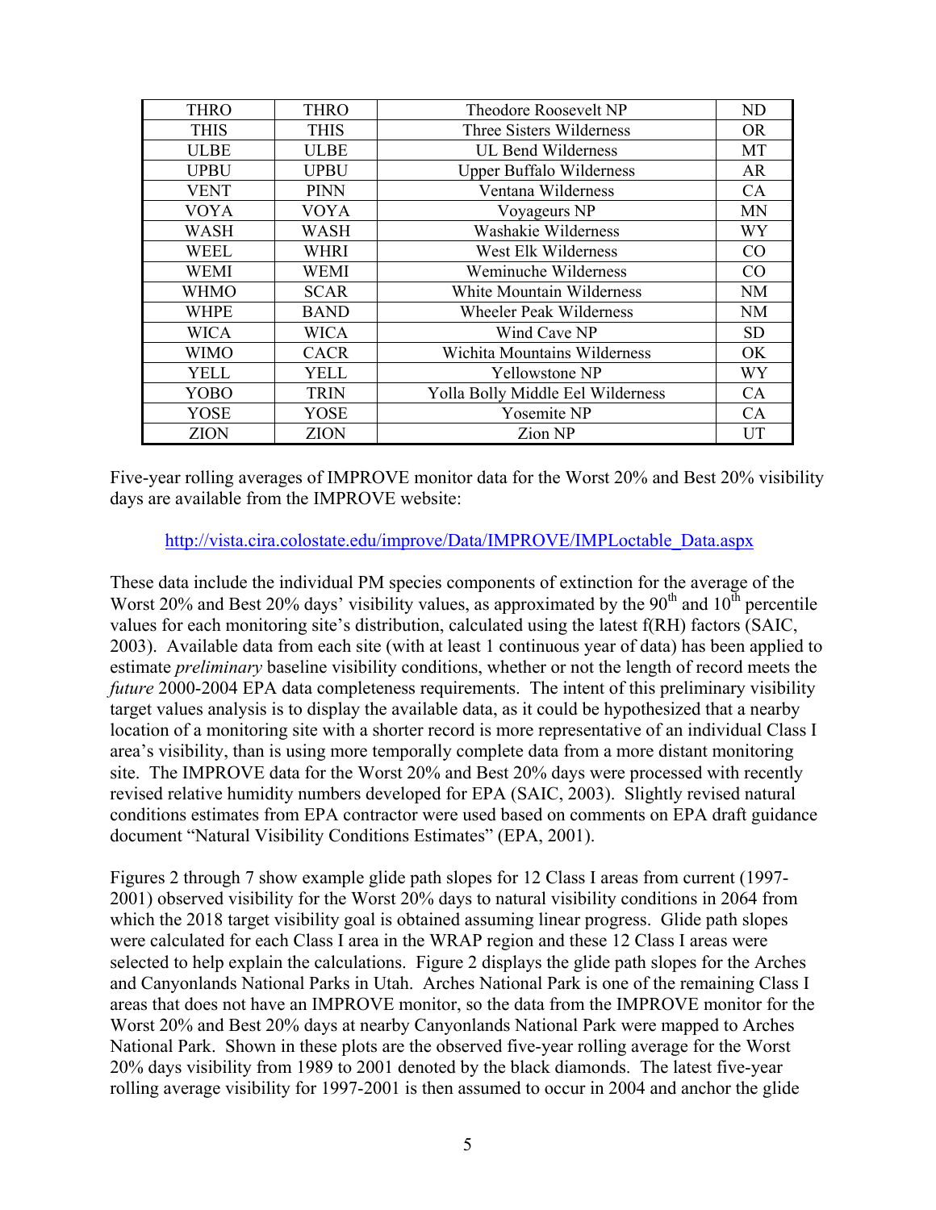| THRO | THRO | Theodore Roosevelt NP | ND |
|---|---|---|---|
| THIS | THIS | Three Sisters Wilderness | OR |
| ULBE | ULBE | UL Bend Wilderness | MT |
| UPBU | UPBU | Upper Buffalo Wilderness | AR |
| VENT | PINN | Ventana Wilderness | CA |
| VOYA | VOYA | Voyageurs NP | MN |
| WASH | WASH | Washakie Wilderness | WY |
| WEEL | WHRI | West Elk Wilderness | CO |
| WEMI | WEMI | Weminuche Wilderness | CO |
| WHMO | SCAR | White Mountain Wilderness | NM |
| WHPE | BAND | Wheeler Peak Wilderness | NM |
| WICA | WICA | Wind Cave NP | SD |
| WIMO | CACR | Wichita Mountains Wilderness | OK |
| YELL | YELL | Yellowstone NP | WY |
| YOBO | TRIN | Yolla Bolly Middle Eel Wilderness | CA |
| YOSE | YOSE | Yosemite NP | CA |
| ZION | ZION | Zion NP | UT |

Five-year rolling averages of IMPROVE monitor data for the Worst 20% and Best 20% visibility days are available from the IMPROVE website:

http://vista.cira.colostate.edu/improve/Data/IMPROVE/IMPLoctable_Data.aspx

These data include the individual PM species components of extinction for the average of the Worst 20% and Best 20% days' visibility values, as approximated by the 90th and 10th percentile values for each monitoring site's distribution, calculated using the latest f(RH) factors (SAIC, 2003). Available data from each site (with at least 1 continuous year of data) has been applied to estimate *preliminary* baseline visibility conditions, whether or not the length of record meets the *future* 2000-2004 EPA data completeness requirements. The intent of this preliminary visibility target values analysis is to display the available data, as it could be hypothesized that a nearby location of a monitoring site with a shorter record is more representative of an individual Class I area's visibility, than is using more temporally complete data from a more distant monitoring site. The IMPROVE data for the Worst 20% and Best 20% days were processed with recently revised relative humidity numbers developed for EPA (SAIC, 2003). Slightly revised natural conditions estimates from EPA contractor were used based on comments on EPA draft guidance document "Natural Visibility Conditions Estimates" (EPA, 2001).

Figures 2 through 7 show example glide path slopes for 12 Class I areas from current (1997-2001) observed visibility for the Worst 20% days to natural visibility conditions in 2064 from which the 2018 target visibility goal is obtained assuming linear progress. Glide path slopes were calculated for each Class I area in the WRAP region and these 12 Class I areas were selected to help explain the calculations. Figure 2 displays the glide path slopes for the Arches and Canyonlands National Parks in Utah. Arches National Park is one of the remaining Class I areas that does not have an IMPROVE monitor, so the data from the IMPROVE monitor for the Worst 20% and Best 20% days at nearby Canyonlands National Park were mapped to Arches National Park. Shown in these plots are the observed five-year rolling average for the Worst 20% days visibility from 1989 to 2001 denoted by the black diamonds. The latest five-year rolling average visibility for 1997-2001 is then assumed to occur in 2004 and anchor the glide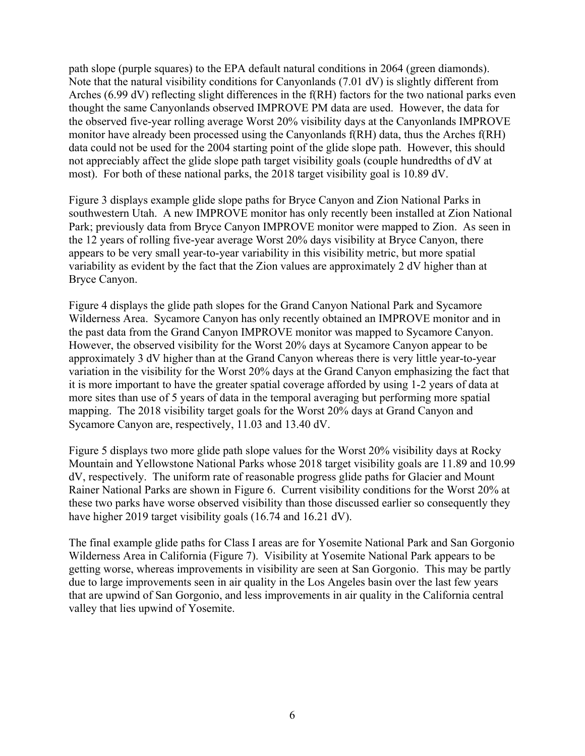path slope (purple squares) to the EPA default natural conditions in 2064 (green diamonds). Note that the natural visibility conditions for Canyonlands (7.01 dV) is slightly different from Arches (6.99 dV) reflecting slight differences in the f(RH) factors for the two national parks even thought the same Canyonlands observed IMPROVE PM data are used. However, the data for the observed five-year rolling average Worst 20% visibility days at the Canyonlands IMPROVE monitor have already been processed using the Canyonlands f(RH) data, thus the Arches f(RH) data could not be used for the 2004 starting point of the glide slope path. However, this should not appreciably affect the glide slope path target visibility goals (couple hundredths of dV at most). For both of these national parks, the 2018 target visibility goal is 10.89 dV.

Figure 3 displays example glide slope paths for Bryce Canyon and Zion National Parks in southwestern Utah. A new IMPROVE monitor has only recently been installed at Zion National Park; previously data from Bryce Canyon IMPROVE monitor were mapped to Zion. As seen in the 12 years of rolling five-year average Worst 20% days visibility at Bryce Canyon, there appears to be very small year-to-year variability in this visibility metric, but more spatial variability as evident by the fact that the Zion values are approximately 2 dV higher than at Bryce Canyon.

Figure 4 displays the glide path slopes for the Grand Canyon National Park and Sycamore Wilderness Area. Sycamore Canyon has only recently obtained an IMPROVE monitor and in the past data from the Grand Canyon IMPROVE monitor was mapped to Sycamore Canyon. However, the observed visibility for the Worst 20% days at Sycamore Canyon appear to be approximately 3 dV higher than at the Grand Canyon whereas there is very little year-to-year variation in the visibility for the Worst 20% days at the Grand Canyon emphasizing the fact that it is more important to have the greater spatial coverage afforded by using 1-2 years of data at more sites than use of 5 years of data in the temporal averaging but performing more spatial mapping. The 2018 visibility target goals for the Worst 20% days at Grand Canyon and Sycamore Canyon are, respectively, 11.03 and 13.40 dV.

Figure 5 displays two more glide path slope values for the Worst 20% visibility days at Rocky Mountain and Yellowstone National Parks whose 2018 target visibility goals are 11.89 and 10.99 dV, respectively. The uniform rate of reasonable progress glide paths for Glacier and Mount Rainer National Parks are shown in Figure 6. Current visibility conditions for the Worst 20% at these two parks have worse observed visibility than those discussed earlier so consequently they have higher 2019 target visibility goals (16.74 and 16.21 dV).

The final example glide paths for Class I areas are for Yosemite National Park and San Gorgonio Wilderness Area in California (Figure 7). Visibility at Yosemite National Park appears to be getting worse, whereas improvements in visibility are seen at San Gorgonio. This may be partly due to large improvements seen in air quality in the Los Angeles basin over the last few years that are upwind of San Gorgonio, and less improvements in air quality in the California central valley that lies upwind of Yosemite.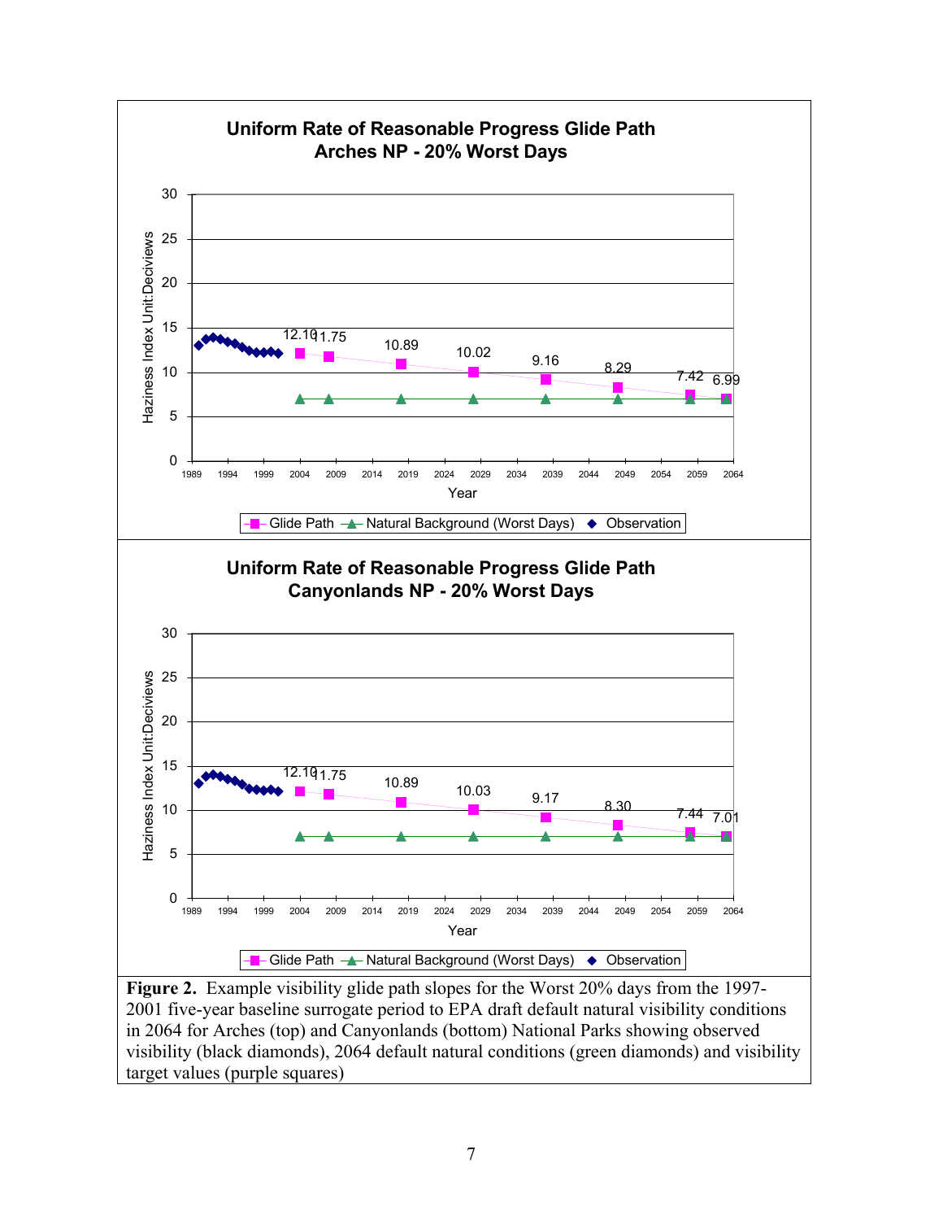**Uniform Rate of Reasonable Progress Glide Path**
**Arches NP - 20% Worst Days**

**Uniform Rate of Reasonable Progress Glide Path**
**Canyonlands NP - 20% Worst Days**

**Figure 2.** Example visibility glide path slopes for the Worst 20% days from the 1997-2001 five-year baseline surrogate period to EPA draft default natural visibility conditions in 2064 for Arches (top) and Canyonlands (bottom) National Parks showing observed visibility (black diamonds), 2064 default natural conditions (green diamonds) and visibility target values (purple squares)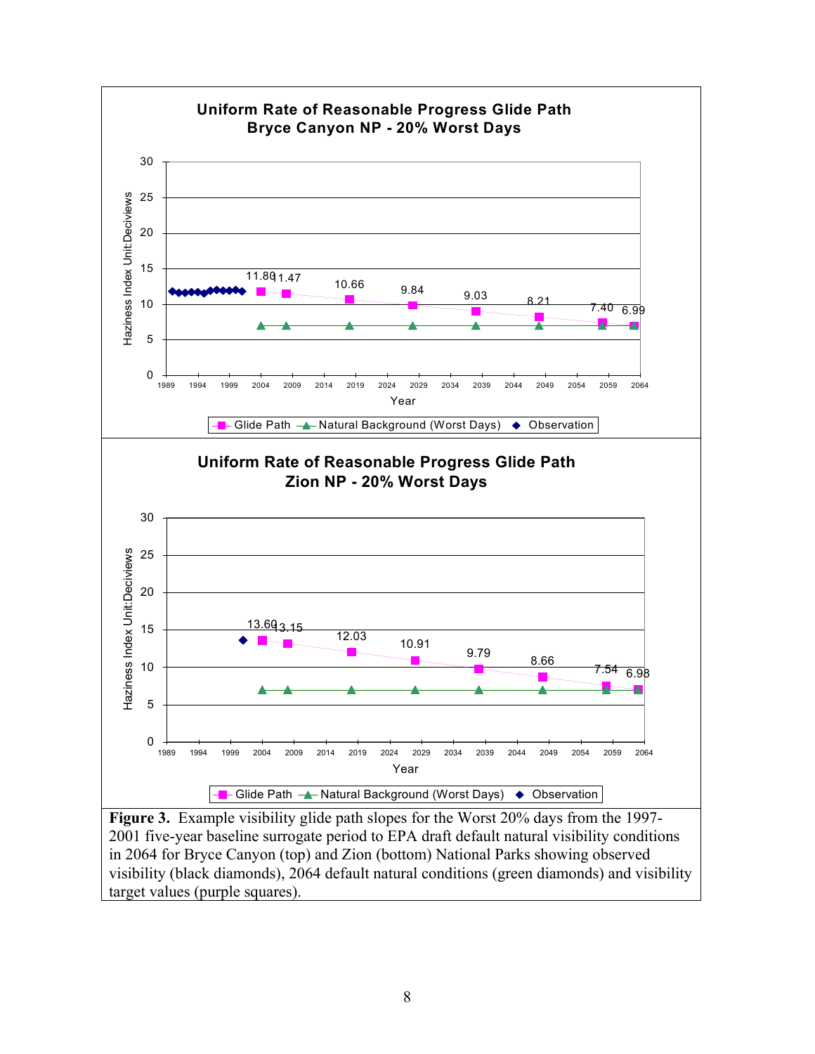**Uniform Rate of Reasonable Progress Glide Path**
**Bryce Canyon NP - 20% Worst Days**

| Year | Glide Path (Haziness Index, Deciviews) |
|---|---|
| 2004 | 11.80 |
| 2008 | 11.47 |
| 2018 | 10.66 |
| 2028 | 9.84 |
| 2038 | 9.03 |
| 2048 | 8.21 |
| 2058 | 7.40 |
| 2064 | 6.99 |

Legend: Glide Path, Natural Background (Worst Days), Observation

**Uniform Rate of Reasonable Progress Glide Path**
**Zion NP - 20% Worst Days**

| Year | Glide Path (Haziness Index, Deciviews) |
|---|---|
| 2004 | 13.60 |
| 2008 | 13.15 |
| 2018 | 12.03 |
| 2028 | 10.91 |
| 2038 | 9.79 |
| 2048 | 8.66 |
| 2058 | 7.54 |
| 2064 | 6.98 |

Legend: Glide Path, Natural Background (Worst Days), Observation

**Figure 3.** Example visibility glide path slopes for the Worst 20% days from the 1997-2001 five-year baseline surrogate period to EPA draft default natural visibility conditions in 2064 for Bryce Canyon (top) and Zion (bottom) National Parks showing observed visibility (black diamonds), 2064 default natural conditions (green diamonds) and visibility target values (purple squares).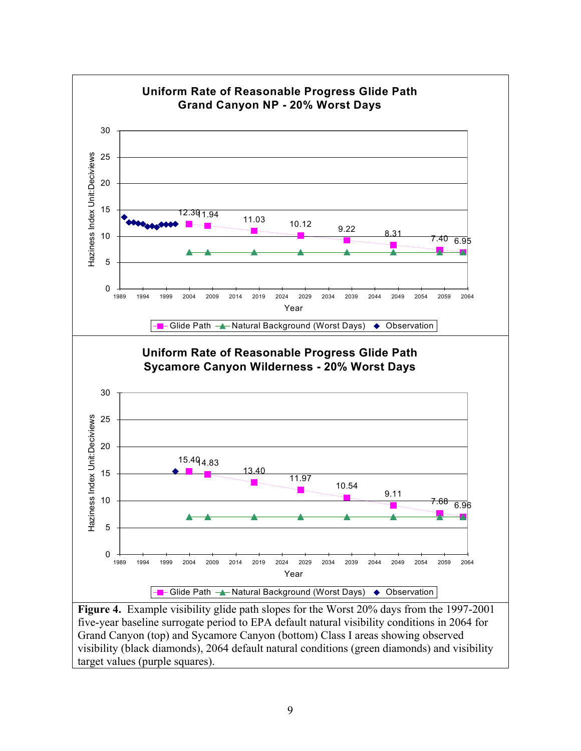**Uniform Rate of Reasonable Progress Glide Path**
**Grand Canyon NP - 20% Worst Days**

| Year | Glide Path (Haziness Index, Deciviews) |
|---|---|
| 2004 | 12.30 |
| 2008 | 11.94 |
| 2018 | 11.03 |
| 2028 | 10.12 |
| 2038 | 9.22 |
| 2048 | 8.31 |
| 2058 | 7.40 |
| 2064 | 6.95 |

Legend: Glide Path; Natural Background (Worst Days); Observation

**Uniform Rate of Reasonable Progress Glide Path**
**Sycamore Canyon Wilderness - 20% Worst Days**

| Year | Glide Path (Haziness Index, Deciviews) |
|---|---|
| 2004 | 15.40 |
| 2008 | 14.83 |
| 2018 | 13.40 |
| 2028 | 11.97 |
| 2038 | 10.54 |
| 2048 | 9.11 |
| 2058 | 7.68 |
| 2064 | 6.96 |

Legend: Glide Path; Natural Background (Worst Days); Observation

**Figure 4.** Example visibility glide path slopes for the Worst 20% days from the 1997-2001 five-year baseline surrogate period to EPA default natural visibility conditions in 2064 for Grand Canyon (top) and Sycamore Canyon (bottom) Class I areas showing observed visibility (black diamonds), 2064 default natural conditions (green diamonds) and visibility target values (purple squares).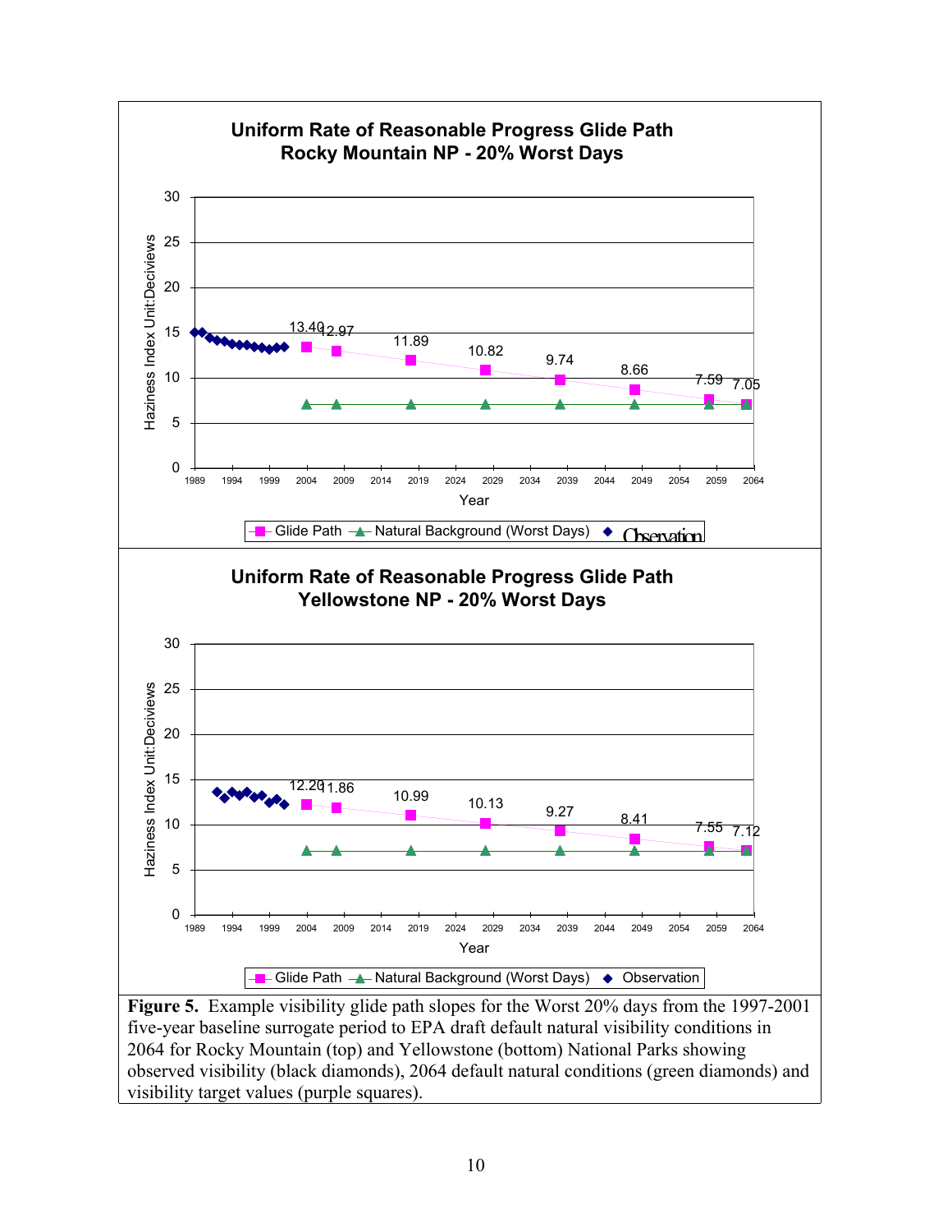**Uniform Rate of Reasonable Progress Glide Path**
**Rocky Mountain NP - 20% Worst Days**

**Uniform Rate of Reasonable Progress Glide Path**
**Yellowstone NP - 20% Worst Days**

**Figure 5.** Example visibility glide path slopes for the Worst 20% days from the 1997-2001 five-year baseline surrogate period to EPA draft default natural visibility conditions in 2064 for Rocky Mountain (top) and Yellowstone (bottom) National Parks showing observed visibility (black diamonds), 2064 default natural conditions (green diamonds) and visibility target values (purple squares).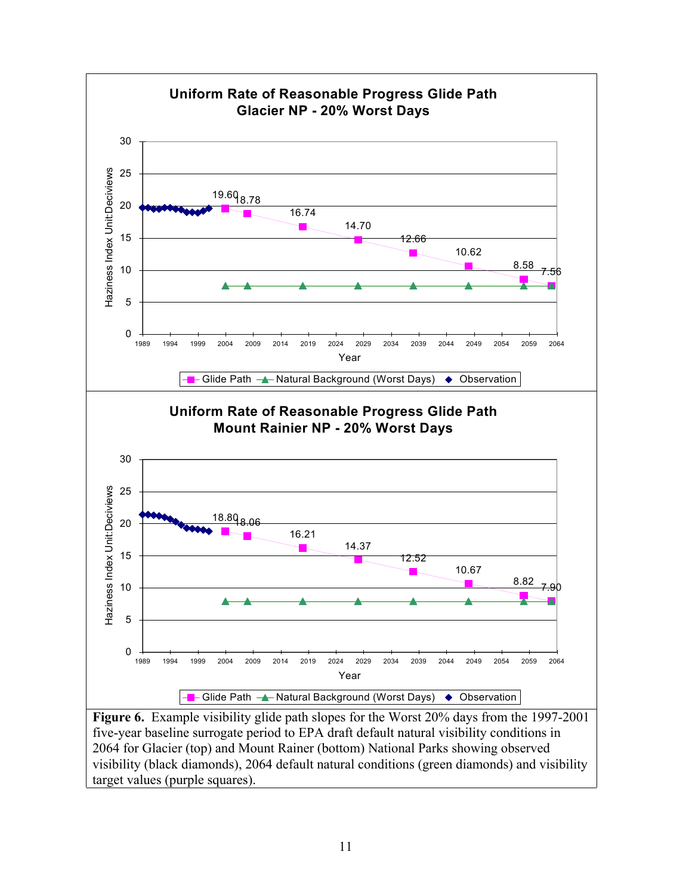**Uniform Rate of Reasonable Progress Glide Path**
**Glacier NP - 20% Worst Days**

| Year | Glide Path (Haziness Index, Deciviews) |
|---|---|
| 2004 | 19.60 |
| 2008 | 18.78 |
| 2018 | 16.74 |
| 2028 | 14.70 |
| 2038 | 12.66 |
| 2048 | 10.62 |
| 2058 | 8.58 |
| 2064 | 7.56 |

**Uniform Rate of Reasonable Progress Glide Path**
**Mount Rainier NP - 20% Worst Days**

| Year | Glide Path (Haziness Index, Deciviews) |
|---|---|
| 2004 | 18.80 |
| 2008 | 18.06 |
| 2018 | 16.21 |
| 2028 | 14.37 |
| 2038 | 12.52 |
| 2048 | 10.67 |
| 2058 | 8.82 |
| 2064 | 7.90 |

**Figure 6.** Example visibility glide path slopes for the Worst 20% days from the 1997-2001 five-year baseline surrogate period to EPA draft default natural visibility conditions in 2064 for Glacier (top) and Mount Rainer (bottom) National Parks showing observed visibility (black diamonds), 2064 default natural conditions (green diamonds) and visibility target values (purple squares).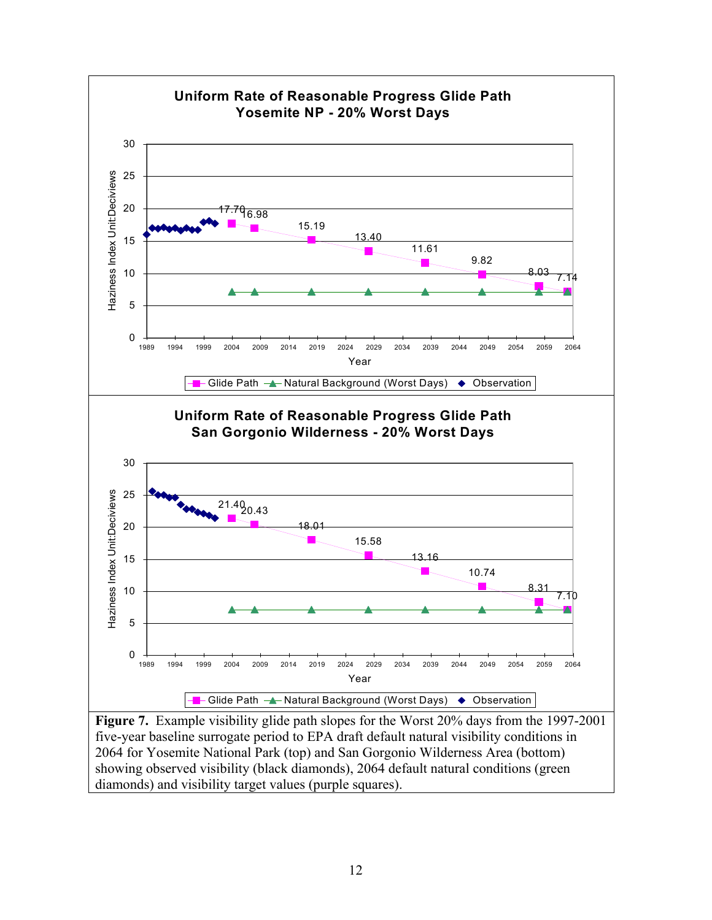**Figure 7.** Example visibility glide path slopes for the Worst 20% days from the 1997-2001 five-year baseline surrogate period to EPA draft default natural visibility conditions in 2064 for Yosemite National Park (top) and San Gorgonio Wilderness Area (bottom) showing observed visibility (black diamonds), 2064 default natural conditions (green diamonds) and visibility target values (purple squares).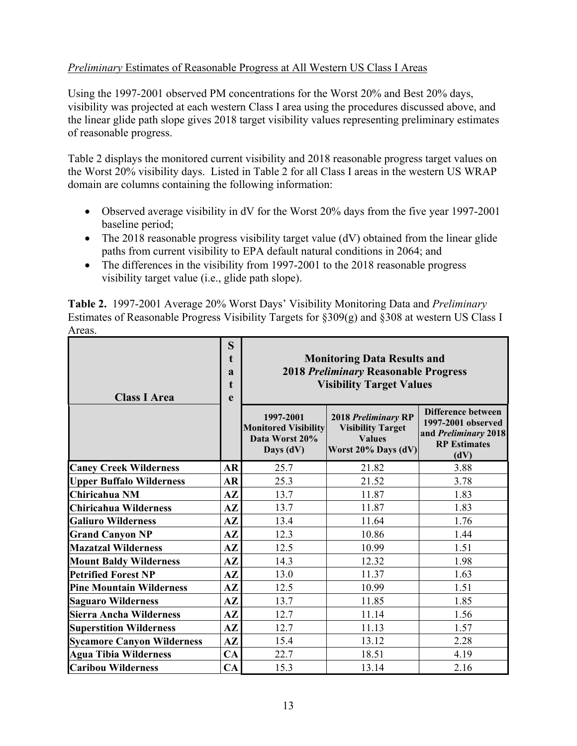*Preliminary* Estimates of Reasonable Progress at All Western US Class I Areas

Using the 1997-2001 observed PM concentrations for the Worst 20% and Best 20% days, visibility was projected at each western Class I area using the procedures discussed above, and the linear glide path slope gives 2018 target visibility values representing preliminary estimates of reasonable progress.

Table 2 displays the monitored current visibility and 2018 reasonable progress target values on the Worst 20% visibility days. Listed in Table 2 for all Class I areas in the western US WRAP domain are columns containing the following information:

- Observed average visibility in dV for the Worst 20% days from the five year 1997-2001 baseline period;
- The 2018 reasonable progress visibility target value (dV) obtained from the linear glide paths from current visibility to EPA default natural conditions in 2064; and
- The differences in the visibility from 1997-2001 to the 2018 reasonable progress visibility target value (i.e., glide path slope).

**Table 2.** 1997-2001 Average 20% Worst Days' Visibility Monitoring Data and *Preliminary* Estimates of Reasonable Progress Visibility Targets for §309(g) and §308 at western US Class I Areas.

| Class I Area | State | Monitoring Data Results and 2018 *Preliminary* Reasonable Progress Visibility Target Values | | |
|---|---|---|---|---|
| | | 1997-2001 Monitored Visibility Data Worst 20% Days (dV) | 2018 *Preliminary* RP Visibility Target Values Worst 20% Days (dV) | Difference between 1997-2001 observed and *Preliminary* 2018 RP Estimates (dV) |
| **Caney Creek Wilderness** | **AR** | 25.7 | 21.82 | 3.88 |
| **Upper Buffalo Wilderness** | **AR** | 25.3 | 21.52 | 3.78 |
| **Chiricahua NM** | **AZ** | 13.7 | 11.87 | 1.83 |
| **Chiricahua Wilderness** | **AZ** | 13.7 | 11.87 | 1.83 |
| **Galiuro Wilderness** | **AZ** | 13.4 | 11.64 | 1.76 |
| **Grand Canyon NP** | **AZ** | 12.3 | 10.86 | 1.44 |
| **Mazatzal Wilderness** | **AZ** | 12.5 | 10.99 | 1.51 |
| **Mount Baldy Wilderness** | **AZ** | 14.3 | 12.32 | 1.98 |
| **Petrified Forest NP** | **AZ** | 13.0 | 11.37 | 1.63 |
| **Pine Mountain Wilderness** | **AZ** | 12.5 | 10.99 | 1.51 |
| **Saguaro Wilderness** | **AZ** | 13.7 | 11.85 | 1.85 |
| **Sierra Ancha Wilderness** | **AZ** | 12.7 | 11.14 | 1.56 |
| **Superstition Wilderness** | **AZ** | 12.7 | 11.13 | 1.57 |
| **Sycamore Canyon Wilderness** | **AZ** | 15.4 | 13.12 | 2.28 |
| **Agua Tibia Wilderness** | **CA** | 22.7 | 18.51 | 4.19 |
| **Caribou Wilderness** | **CA** | 15.3 | 13.14 | 2.16 |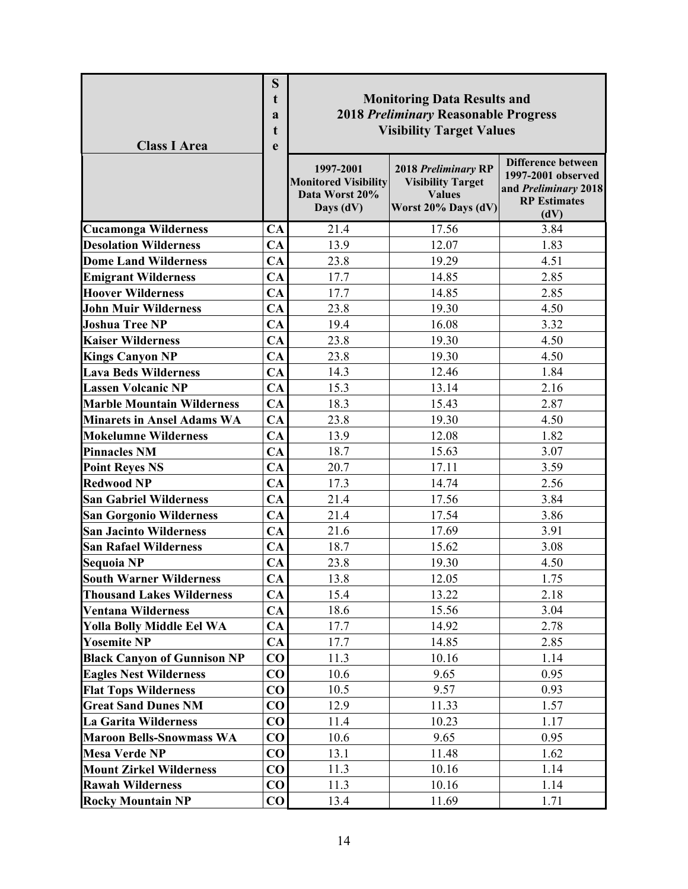| Class I Area | State | Monitoring Data Results and 2018 *Preliminary* Reasonable Progress Visibility Target Values | | |
|---|---|---|---|---|
| | | 1997-2001 Monitored Visibility Data Worst 20% Days (dV) | 2018 *Preliminary* RP Visibility Target Values Worst 20% Days (dV) | Difference between 1997-2001 observed and *Preliminary* 2018 RP Estimates (dV) |
| **Cucamonga Wilderness** | **CA** | 21.4 | 17.56 | 3.84 |
| **Desolation Wilderness** | **CA** | 13.9 | 12.07 | 1.83 |
| **Dome Land Wilderness** | **CA** | 23.8 | 19.29 | 4.51 |
| **Emigrant Wilderness** | **CA** | 17.7 | 14.85 | 2.85 |
| **Hoover Wilderness** | **CA** | 17.7 | 14.85 | 2.85 |
| **John Muir Wilderness** | **CA** | 23.8 | 19.30 | 4.50 |
| **Joshua Tree NP** | **CA** | 19.4 | 16.08 | 3.32 |
| **Kaiser Wilderness** | **CA** | 23.8 | 19.30 | 4.50 |
| **Kings Canyon NP** | **CA** | 23.8 | 19.30 | 4.50 |
| **Lava Beds Wilderness** | **CA** | 14.3 | 12.46 | 1.84 |
| **Lassen Volcanic NP** | **CA** | 15.3 | 13.14 | 2.16 |
| **Marble Mountain Wilderness** | **CA** | 18.3 | 15.43 | 2.87 |
| **Minarets in Ansel Adams WA** | **CA** | 23.8 | 19.30 | 4.50 |
| **Mokelumne Wilderness** | **CA** | 13.9 | 12.08 | 1.82 |
| **Pinnacles NM** | **CA** | 18.7 | 15.63 | 3.07 |
| **Point Reyes NS** | **CA** | 20.7 | 17.11 | 3.59 |
| **Redwood NP** | **CA** | 17.3 | 14.74 | 2.56 |
| **San Gabriel Wilderness** | **CA** | 21.4 | 17.56 | 3.84 |
| **San Gorgonio Wilderness** | **CA** | 21.4 | 17.54 | 3.86 |
| **San Jacinto Wilderness** | **CA** | 21.6 | 17.69 | 3.91 |
| **San Rafael Wilderness** | **CA** | 18.7 | 15.62 | 3.08 |
| **Sequoia NP** | **CA** | 23.8 | 19.30 | 4.50 |
| **South Warner Wilderness** | **CA** | 13.8 | 12.05 | 1.75 |
| **Thousand Lakes Wilderness** | **CA** | 15.4 | 13.22 | 2.18 |
| **Ventana Wilderness** | **CA** | 18.6 | 15.56 | 3.04 |
| **Yolla Bolly Middle Eel WA** | **CA** | 17.7 | 14.92 | 2.78 |
| **Yosemite NP** | **CA** | 17.7 | 14.85 | 2.85 |
| **Black Canyon of Gunnison NP** | **CO** | 11.3 | 10.16 | 1.14 |
| **Eagles Nest Wilderness** | **CO** | 10.6 | 9.65 | 0.95 |
| **Flat Tops Wilderness** | **CO** | 10.5 | 9.57 | 0.93 |
| **Great Sand Dunes NM** | **CO** | 12.9 | 11.33 | 1.57 |
| **La Garita Wilderness** | **CO** | 11.4 | 10.23 | 1.17 |
| **Maroon Bells-Snowmass WA** | **CO** | 10.6 | 9.65 | 0.95 |
| **Mesa Verde NP** | **CO** | 13.1 | 11.48 | 1.62 |
| **Mount Zirkel Wilderness** | **CO** | 11.3 | 10.16 | 1.14 |
| **Rawah Wilderness** | **CO** | 11.3 | 10.16 | 1.14 |
| **Rocky Mountain NP** | **CO** | 13.4 | 11.69 | 1.71 |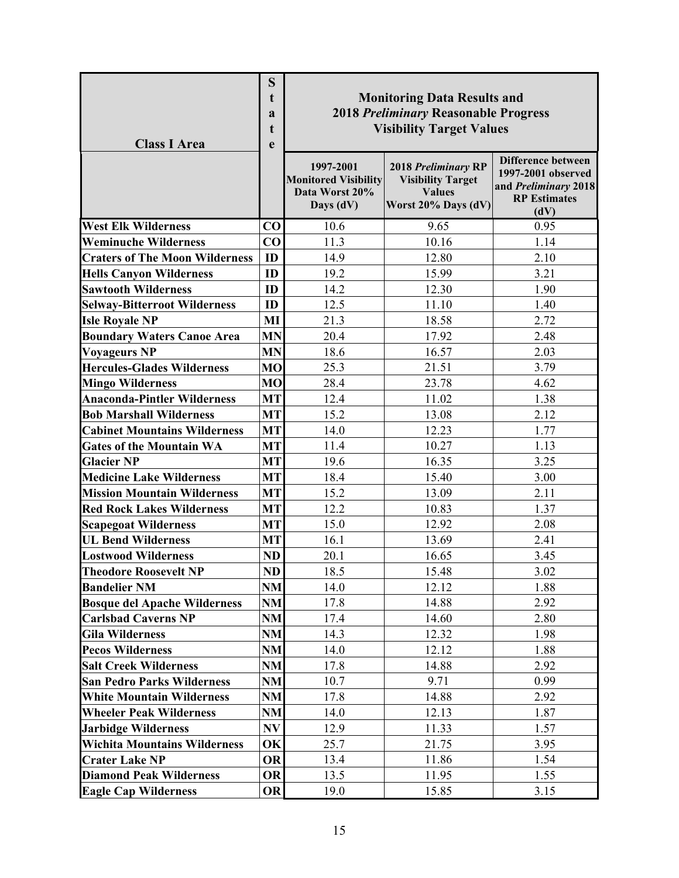| Class I Area | State | Monitoring Data Results and 2018 *Preliminary* Reasonable Progress Visibility Target Values | | |
|---|---|---|---|---|
| | | 1997-2001 Monitored Visibility Data Worst 20% Days (dV) | 2018 *Preliminary* RP Visibility Target Values Worst 20% Days (dV) | Difference between 1997-2001 observed and *Preliminary* 2018 RP Estimates (dV) |
| West Elk Wilderness | CO | 10.6 | 9.65 | 0.95 |
| Weminuche Wilderness | CO | 11.3 | 10.16 | 1.14 |
| Craters of The Moon Wilderness | ID | 14.9 | 12.80 | 2.10 |
| Hells Canyon Wilderness | ID | 19.2 | 15.99 | 3.21 |
| Sawtooth Wilderness | ID | 14.2 | 12.30 | 1.90 |
| Selway-Bitterroot Wilderness | ID | 12.5 | 11.10 | 1.40 |
| Isle Royale NP | MI | 21.3 | 18.58 | 2.72 |
| Boundary Waters Canoe Area | MN | 20.4 | 17.92 | 2.48 |
| Voyageurs NP | MN | 18.6 | 16.57 | 2.03 |
| Hercules-Glades Wilderness | MO | 25.3 | 21.51 | 3.79 |
| Mingo Wilderness | MO | 28.4 | 23.78 | 4.62 |
| Anaconda-Pintler Wilderness | MT | 12.4 | 11.02 | 1.38 |
| Bob Marshall Wilderness | MT | 15.2 | 13.08 | 2.12 |
| Cabinet Mountains Wilderness | MT | 14.0 | 12.23 | 1.77 |
| Gates of the Mountain WA | MT | 11.4 | 10.27 | 1.13 |
| Glacier NP | MT | 19.6 | 16.35 | 3.25 |
| Medicine Lake Wilderness | MT | 18.4 | 15.40 | 3.00 |
| Mission Mountain Wilderness | MT | 15.2 | 13.09 | 2.11 |
| Red Rock Lakes Wilderness | MT | 12.2 | 10.83 | 1.37 |
| Scapegoat Wilderness | MT | 15.0 | 12.92 | 2.08 |
| UL Bend Wilderness | MT | 16.1 | 13.69 | 2.41 |
| Lostwood Wilderness | ND | 20.1 | 16.65 | 3.45 |
| Theodore Roosevelt NP | ND | 18.5 | 15.48 | 3.02 |
| Bandelier NM | NM | 14.0 | 12.12 | 1.88 |
| Bosque del Apache Wilderness | NM | 17.8 | 14.88 | 2.92 |
| Carlsbad Caverns NP | NM | 17.4 | 14.60 | 2.80 |
| Gila Wilderness | NM | 14.3 | 12.32 | 1.98 |
| Pecos Wilderness | NM | 14.0 | 12.12 | 1.88 |
| Salt Creek Wilderness | NM | 17.8 | 14.88 | 2.92 |
| San Pedro Parks Wilderness | NM | 10.7 | 9.71 | 0.99 |
| White Mountain Wilderness | NM | 17.8 | 14.88 | 2.92 |
| Wheeler Peak Wilderness | NM | 14.0 | 12.13 | 1.87 |
| Jarbidge Wilderness | NV | 12.9 | 11.33 | 1.57 |
| Wichita Mountains Wilderness | OK | 25.7 | 21.75 | 3.95 |
| Crater Lake NP | OR | 13.4 | 11.86 | 1.54 |
| Diamond Peak Wilderness | OR | 13.5 | 11.95 | 1.55 |
| Eagle Cap Wilderness | OR | 19.0 | 15.85 | 3.15 |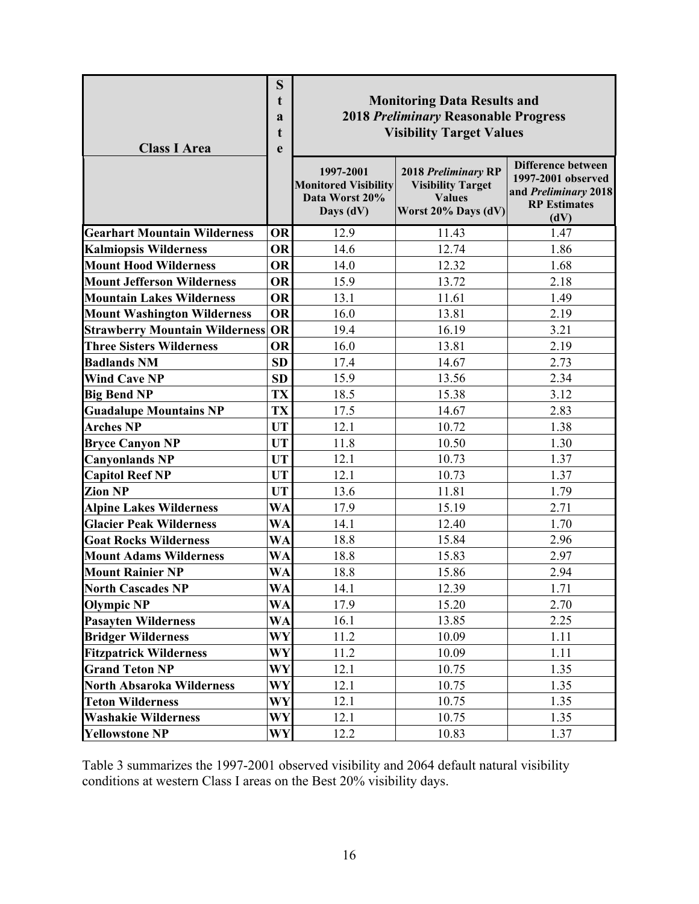| Class I Area | State | Monitoring Data Results and 2018 *Preliminary* Reasonable Progress Visibility Target Values | | |
|---|---|---|---|---|
| | | 1997-2001 Monitored Visibility Data Worst 20% Days (dV) | 2018 *Preliminary* RP Visibility Target Values Worst 20% Days (dV) | Difference between 1997-2001 observed and *Preliminary* 2018 RP Estimates (dV) |
| **Gearhart Mountain Wilderness** | **OR** | 12.9 | 11.43 | 1.47 |
| **Kalmiopsis Wilderness** | **OR** | 14.6 | 12.74 | 1.86 |
| **Mount Hood Wilderness** | **OR** | 14.0 | 12.32 | 1.68 |
| **Mount Jefferson Wilderness** | **OR** | 15.9 | 13.72 | 2.18 |
| **Mountain Lakes Wilderness** | **OR** | 13.1 | 11.61 | 1.49 |
| **Mount Washington Wilderness** | **OR** | 16.0 | 13.81 | 2.19 |
| **Strawberry Mountain Wilderness** | **OR** | 19.4 | 16.19 | 3.21 |
| **Three Sisters Wilderness** | **OR** | 16.0 | 13.81 | 2.19 |
| **Badlands NM** | **SD** | 17.4 | 14.67 | 2.73 |
| **Wind Cave NP** | **SD** | 15.9 | 13.56 | 2.34 |
| **Big Bend NP** | **TX** | 18.5 | 15.38 | 3.12 |
| **Guadalupe Mountains NP** | **TX** | 17.5 | 14.67 | 2.83 |
| **Arches NP** | **UT** | 12.1 | 10.72 | 1.38 |
| **Bryce Canyon NP** | **UT** | 11.8 | 10.50 | 1.30 |
| **Canyonlands NP** | **UT** | 12.1 | 10.73 | 1.37 |
| **Capitol Reef NP** | **UT** | 12.1 | 10.73 | 1.37 |
| **Zion NP** | **UT** | 13.6 | 11.81 | 1.79 |
| **Alpine Lakes Wilderness** | **WA** | 17.9 | 15.19 | 2.71 |
| **Glacier Peak Wilderness** | **WA** | 14.1 | 12.40 | 1.70 |
| **Goat Rocks Wilderness** | **WA** | 18.8 | 15.84 | 2.96 |
| **Mount Adams Wilderness** | **WA** | 18.8 | 15.83 | 2.97 |
| **Mount Rainier NP** | **WA** | 18.8 | 15.86 | 2.94 |
| **North Cascades NP** | **WA** | 14.1 | 12.39 | 1.71 |
| **Olympic NP** | **WA** | 17.9 | 15.20 | 2.70 |
| **Pasayten Wilderness** | **WA** | 16.1 | 13.85 | 2.25 |
| **Bridger Wilderness** | **WY** | 11.2 | 10.09 | 1.11 |
| **Fitzpatrick Wilderness** | **WY** | 11.2 | 10.09 | 1.11 |
| **Grand Teton NP** | **WY** | 12.1 | 10.75 | 1.35 |
| **North Absaroka Wilderness** | **WY** | 12.1 | 10.75 | 1.35 |
| **Teton Wilderness** | **WY** | 12.1 | 10.75 | 1.35 |
| **Washakie Wilderness** | **WY** | 12.1 | 10.75 | 1.35 |
| **Yellowstone NP** | **WY** | 12.2 | 10.83 | 1.37 |

Table 3 summarizes the 1997-2001 observed visibility and 2064 default natural visibility conditions at western Class I areas on the Best 20% visibility days.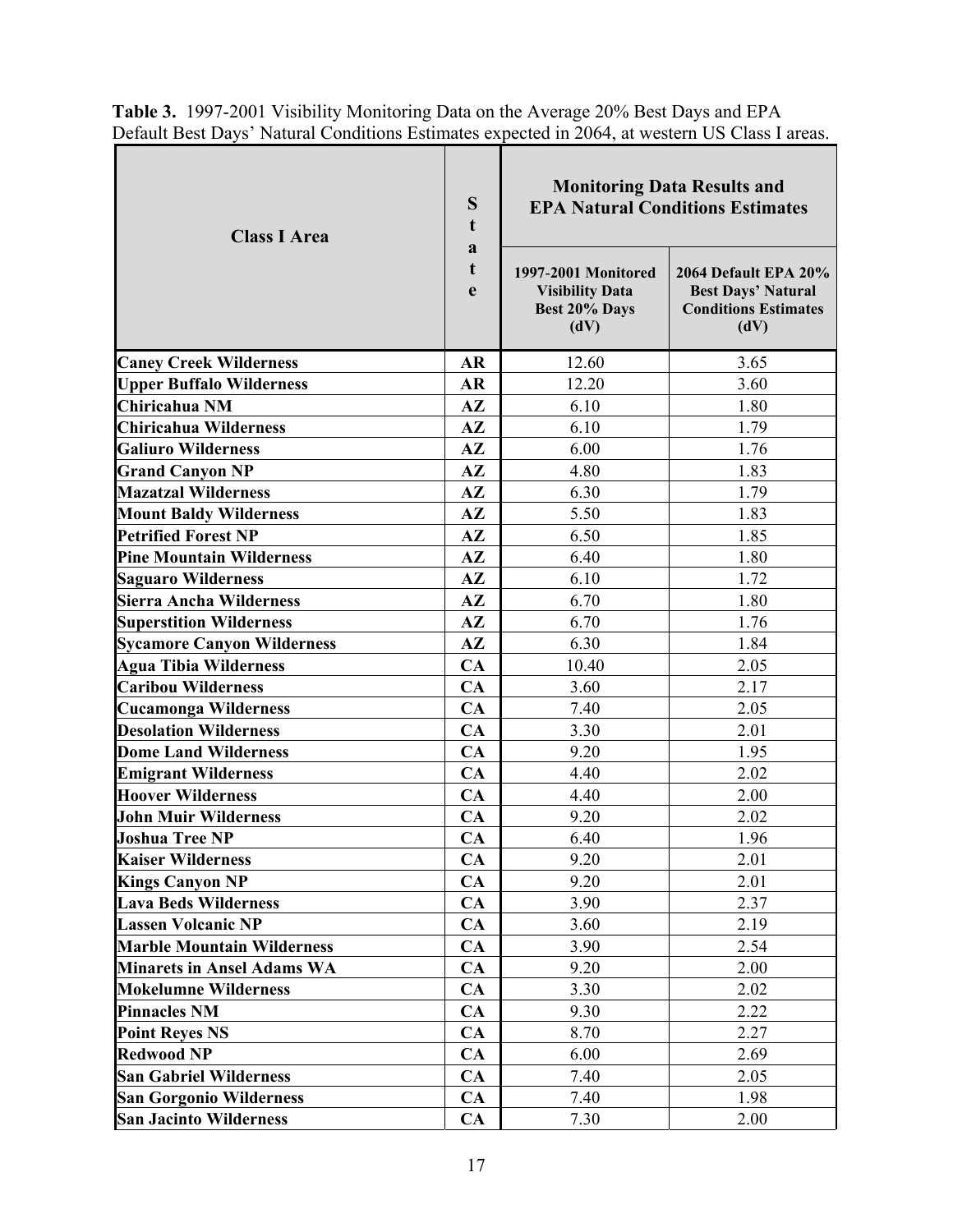**Table 3.** 1997-2001 Visibility Monitoring Data on the Average 20% Best Days and EPA Default Best Days' Natural Conditions Estimates expected in 2064, at western US Class I areas.

| Class I Area | State | Monitoring Data Results and EPA Natural Conditions Estimates | |
|---|---|---|---|
| | | 1997-2001 Monitored Visibility Data Best 20% Days (dV) | 2064 Default EPA 20% Best Days' Natural Conditions Estimates (dV) |
| **Caney Creek Wilderness** | **AR** | 12.60 | 3.65 |
| **Upper Buffalo Wilderness** | **AR** | 12.20 | 3.60 |
| **Chiricahua NM** | **AZ** | 6.10 | 1.80 |
| **Chiricahua Wilderness** | **AZ** | 6.10 | 1.79 |
| **Galiuro Wilderness** | **AZ** | 6.00 | 1.76 |
| **Grand Canyon NP** | **AZ** | 4.80 | 1.83 |
| **Mazatzal Wilderness** | **AZ** | 6.30 | 1.79 |
| **Mount Baldy Wilderness** | **AZ** | 5.50 | 1.83 |
| **Petrified Forest NP** | **AZ** | 6.50 | 1.85 |
| **Pine Mountain Wilderness** | **AZ** | 6.40 | 1.80 |
| **Saguaro Wilderness** | **AZ** | 6.10 | 1.72 |
| **Sierra Ancha Wilderness** | **AZ** | 6.70 | 1.80 |
| **Superstition Wilderness** | **AZ** | 6.70 | 1.76 |
| **Sycamore Canyon Wilderness** | **AZ** | 6.30 | 1.84 |
| **Agua Tibia Wilderness** | **CA** | 10.40 | 2.05 |
| **Caribou Wilderness** | **CA** | 3.60 | 2.17 |
| **Cucamonga Wilderness** | **CA** | 7.40 | 2.05 |
| **Desolation Wilderness** | **CA** | 3.30 | 2.01 |
| **Dome Land Wilderness** | **CA** | 9.20 | 1.95 |
| **Emigrant Wilderness** | **CA** | 4.40 | 2.02 |
| **Hoover Wilderness** | **CA** | 4.40 | 2.00 |
| **John Muir Wilderness** | **CA** | 9.20 | 2.02 |
| **Joshua Tree NP** | **CA** | 6.40 | 1.96 |
| **Kaiser Wilderness** | **CA** | 9.20 | 2.01 |
| **Kings Canyon NP** | **CA** | 9.20 | 2.01 |
| **Lava Beds Wilderness** | **CA** | 3.90 | 2.37 |
| **Lassen Volcanic NP** | **CA** | 3.60 | 2.19 |
| **Marble Mountain Wilderness** | **CA** | 3.90 | 2.54 |
| **Minarets in Ansel Adams WA** | **CA** | 9.20 | 2.00 |
| **Mokelumne Wilderness** | **CA** | 3.30 | 2.02 |
| **Pinnacles NM** | **CA** | 9.30 | 2.22 |
| **Point Reyes NS** | **CA** | 8.70 | 2.27 |
| **Redwood NP** | **CA** | 6.00 | 2.69 |
| **San Gabriel Wilderness** | **CA** | 7.40 | 2.05 |
| **San Gorgonio Wilderness** | **CA** | 7.40 | 1.98 |
| **San Jacinto Wilderness** | **CA** | 7.30 | 2.00 |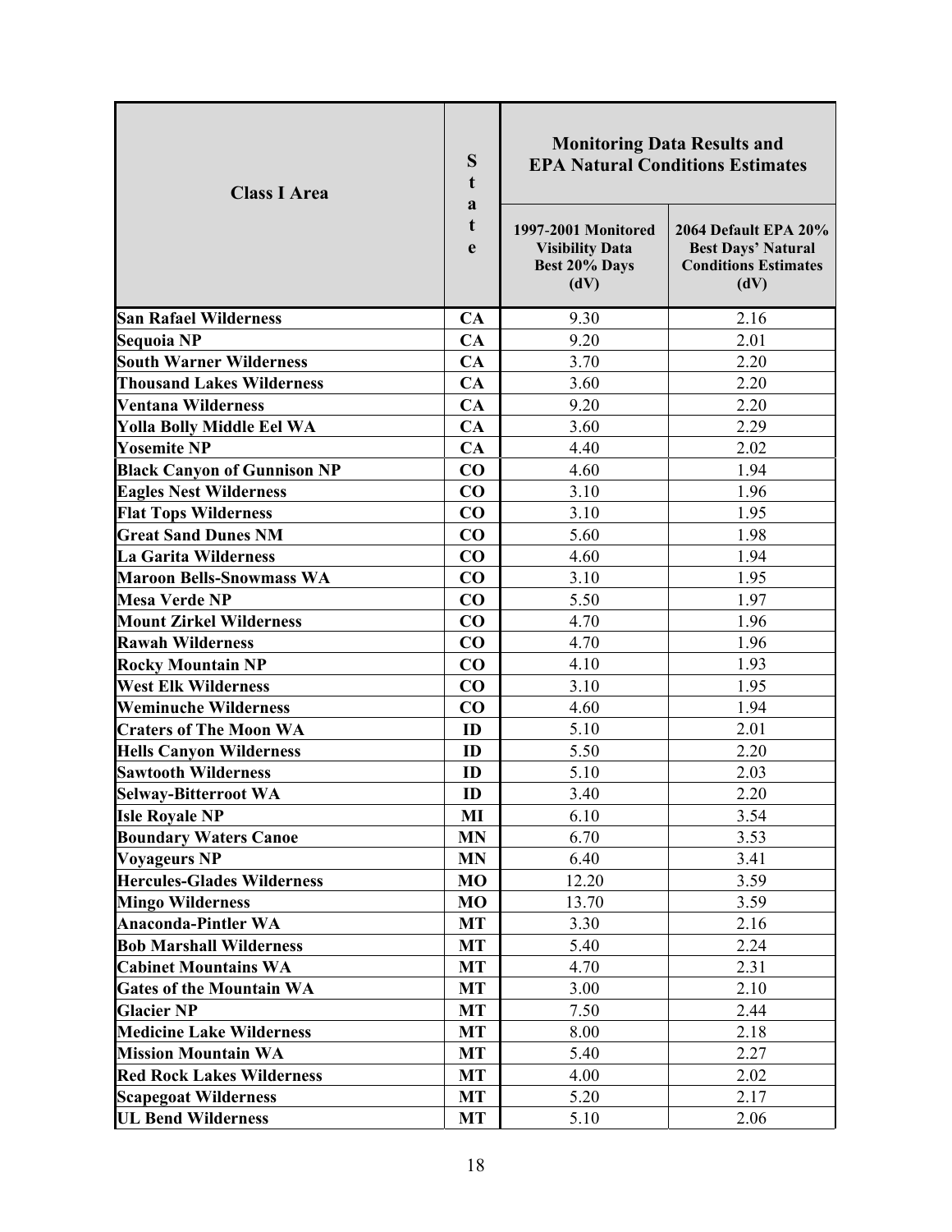| Class I Area | State | Monitoring Data Results and EPA Natural Conditions Estimates | |
|---|---|---|---|
| | | 1997-2001 Monitored Visibility Data Best 20% Days (dV) | 2064 Default EPA 20% Best Days' Natural Conditions Estimates (dV) |
| **San Rafael Wilderness** | **CA** | 9.30 | 2.16 |
| **Sequoia NP** | **CA** | 9.20 | 2.01 |
| **South Warner Wilderness** | **CA** | 3.70 | 2.20 |
| **Thousand Lakes Wilderness** | **CA** | 3.60 | 2.20 |
| **Ventana Wilderness** | **CA** | 9.20 | 2.20 |
| **Yolla Bolly Middle Eel WA** | **CA** | 3.60 | 2.29 |
| **Yosemite NP** | **CA** | 4.40 | 2.02 |
| **Black Canyon of Gunnison NP** | **CO** | 4.60 | 1.94 |
| **Eagles Nest Wilderness** | **CO** | 3.10 | 1.96 |
| **Flat Tops Wilderness** | **CO** | 3.10 | 1.95 |
| **Great Sand Dunes NM** | **CO** | 5.60 | 1.98 |
| **La Garita Wilderness** | **CO** | 4.60 | 1.94 |
| **Maroon Bells-Snowmass WA** | **CO** | 3.10 | 1.95 |
| **Mesa Verde NP** | **CO** | 5.50 | 1.97 |
| **Mount Zirkel Wilderness** | **CO** | 4.70 | 1.96 |
| **Rawah Wilderness** | **CO** | 4.70 | 1.96 |
| **Rocky Mountain NP** | **CO** | 4.10 | 1.93 |
| **West Elk Wilderness** | **CO** | 3.10 | 1.95 |
| **Weminuche Wilderness** | **CO** | 4.60 | 1.94 |
| **Craters of The Moon WA** | **ID** | 5.10 | 2.01 |
| **Hells Canyon Wilderness** | **ID** | 5.50 | 2.20 |
| **Sawtooth Wilderness** | **ID** | 5.10 | 2.03 |
| **Selway-Bitterroot WA** | **ID** | 3.40 | 2.20 |
| **Isle Royale NP** | **MI** | 6.10 | 3.54 |
| **Boundary Waters Canoe** | **MN** | 6.70 | 3.53 |
| **Voyageurs NP** | **MN** | 6.40 | 3.41 |
| **Hercules-Glades Wilderness** | **MO** | 12.20 | 3.59 |
| **Mingo Wilderness** | **MO** | 13.70 | 3.59 |
| **Anaconda-Pintler WA** | **MT** | 3.30 | 2.16 |
| **Bob Marshall Wilderness** | **MT** | 5.40 | 2.24 |
| **Cabinet Mountains WA** | **MT** | 4.70 | 2.31 |
| **Gates of the Mountain WA** | **MT** | 3.00 | 2.10 |
| **Glacier NP** | **MT** | 7.50 | 2.44 |
| **Medicine Lake Wilderness** | **MT** | 8.00 | 2.18 |
| **Mission Mountain WA** | **MT** | 5.40 | 2.27 |
| **Red Rock Lakes Wilderness** | **MT** | 4.00 | 2.02 |
| **Scapegoat Wilderness** | **MT** | 5.20 | 2.17 |
| **UL Bend Wilderness** | **MT** | 5.10 | 2.06 |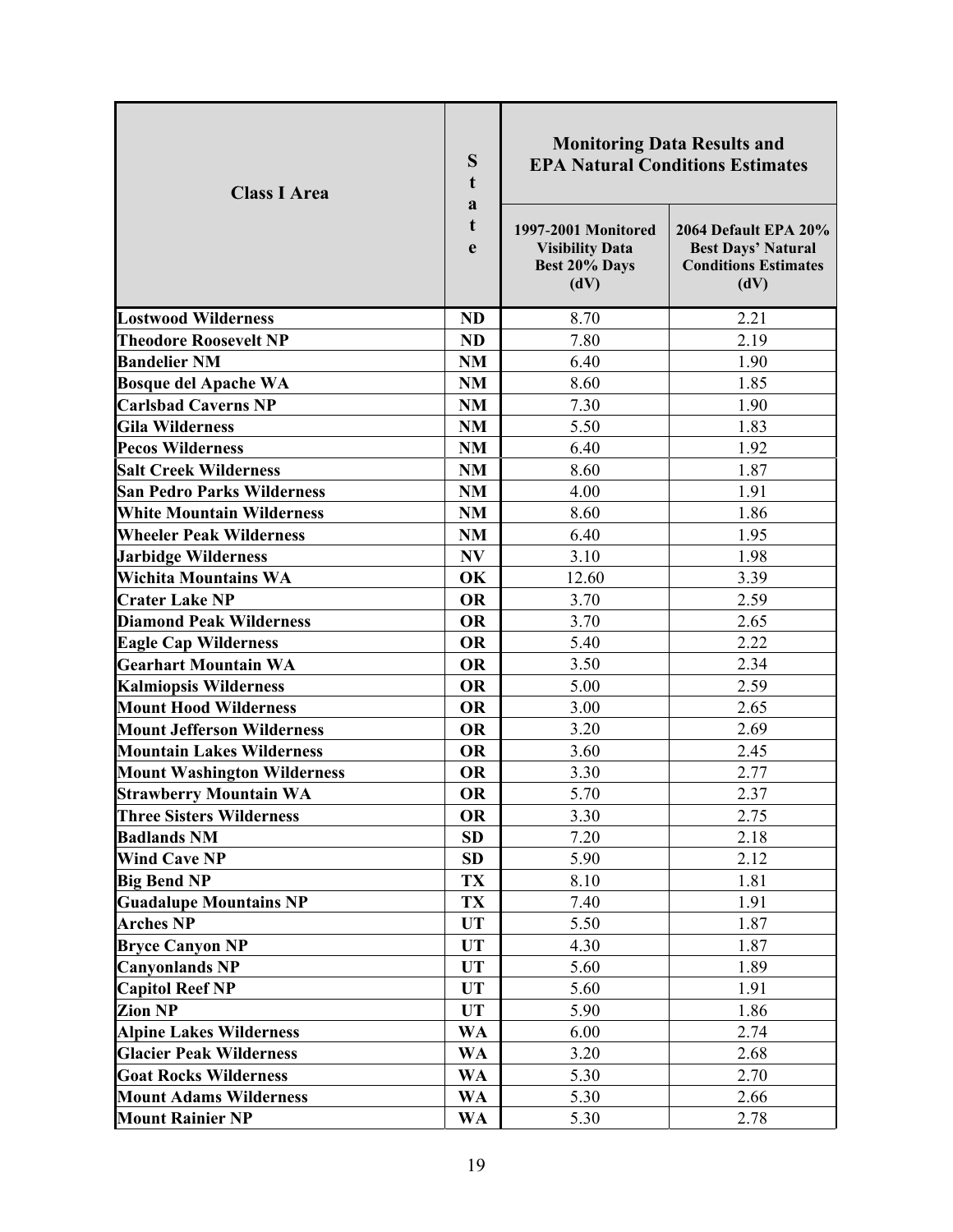| Class I Area | State | Monitoring Data Results and EPA Natural Conditions Estimates | |
|---|---|---|---|
| | | 1997-2001 Monitored Visibility Data Best 20% Days (dV) | 2064 Default EPA 20% Best Days' Natural Conditions Estimates (dV) |
| **Lostwood Wilderness** | **ND** | 8.70 | 2.21 |
| **Theodore Roosevelt NP** | **ND** | 7.80 | 2.19 |
| **Bandelier NM** | **NM** | 6.40 | 1.90 |
| **Bosque del Apache WA** | **NM** | 8.60 | 1.85 |
| **Carlsbad Caverns NP** | **NM** | 7.30 | 1.90 |
| **Gila Wilderness** | **NM** | 5.50 | 1.83 |
| **Pecos Wilderness** | **NM** | 6.40 | 1.92 |
| **Salt Creek Wilderness** | **NM** | 8.60 | 1.87 |
| **San Pedro Parks Wilderness** | **NM** | 4.00 | 1.91 |
| **White Mountain Wilderness** | **NM** | 8.60 | 1.86 |
| **Wheeler Peak Wilderness** | **NM** | 6.40 | 1.95 |
| **Jarbidge Wilderness** | **NV** | 3.10 | 1.98 |
| **Wichita Mountains WA** | **OK** | 12.60 | 3.39 |
| **Crater Lake NP** | **OR** | 3.70 | 2.59 |
| **Diamond Peak Wilderness** | **OR** | 3.70 | 2.65 |
| **Eagle Cap Wilderness** | **OR** | 5.40 | 2.22 |
| **Gearhart Mountain WA** | **OR** | 3.50 | 2.34 |
| **Kalmiopsis Wilderness** | **OR** | 5.00 | 2.59 |
| **Mount Hood Wilderness** | **OR** | 3.00 | 2.65 |
| **Mount Jefferson Wilderness** | **OR** | 3.20 | 2.69 |
| **Mountain Lakes Wilderness** | **OR** | 3.60 | 2.45 |
| **Mount Washington Wilderness** | **OR** | 3.30 | 2.77 |
| **Strawberry Mountain WA** | **OR** | 5.70 | 2.37 |
| **Three Sisters Wilderness** | **OR** | 3.30 | 2.75 |
| **Badlands NM** | **SD** | 7.20 | 2.18 |
| **Wind Cave NP** | **SD** | 5.90 | 2.12 |
| **Big Bend NP** | **TX** | 8.10 | 1.81 |
| **Guadalupe Mountains NP** | **TX** | 7.40 | 1.91 |
| **Arches NP** | **UT** | 5.50 | 1.87 |
| **Bryce Canyon NP** | **UT** | 4.30 | 1.87 |
| **Canyonlands NP** | **UT** | 5.60 | 1.89 |
| **Capitol Reef NP** | **UT** | 5.60 | 1.91 |
| **Zion NP** | **UT** | 5.90 | 1.86 |
| **Alpine Lakes Wilderness** | **WA** | 6.00 | 2.74 |
| **Glacier Peak Wilderness** | **WA** | 3.20 | 2.68 |
| **Goat Rocks Wilderness** | **WA** | 5.30 | 2.70 |
| **Mount Adams Wilderness** | **WA** | 5.30 | 2.66 |
| **Mount Rainier NP** | **WA** | 5.30 | 2.78 |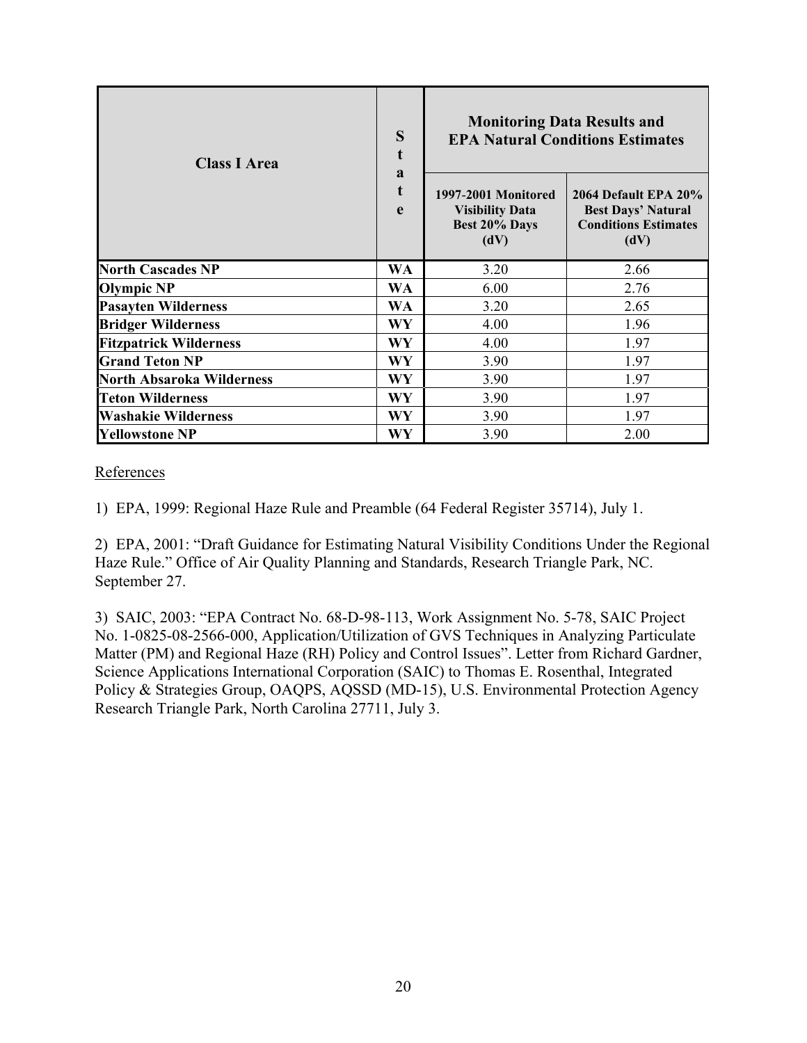| Class I Area | State | Monitoring Data Results and EPA Natural Conditions Estimates | |
|---|---|---|---|
| | | 1997-2001 Monitored Visibility Data Best 20% Days (dV) | 2064 Default EPA 20% Best Days' Natural Conditions Estimates (dV) |
| **North Cascades NP** | **WA** | 3.20 | 2.66 |
| **Olympic NP** | **WA** | 6.00 | 2.76 |
| **Pasayten Wilderness** | **WA** | 3.20 | 2.65 |
| **Bridger Wilderness** | **WY** | 4.00 | 1.96 |
| **Fitzpatrick Wilderness** | **WY** | 4.00 | 1.97 |
| **Grand Teton NP** | **WY** | 3.90 | 1.97 |
| **North Absaroka Wilderness** | **WY** | 3.90 | 1.97 |
| **Teton Wilderness** | **WY** | 3.90 | 1.97 |
| **Washakie Wilderness** | **WY** | 3.90 | 1.97 |
| **Yellowstone NP** | **WY** | 3.90 | 2.00 |

References

1) EPA, 1999: Regional Haze Rule and Preamble (64 Federal Register 35714), July 1.

2) EPA, 2001: "Draft Guidance for Estimating Natural Visibility Conditions Under the Regional Haze Rule." Office of Air Quality Planning and Standards, Research Triangle Park, NC. September 27.

3) SAIC, 2003: "EPA Contract No. 68-D-98-113, Work Assignment No. 5-78, SAIC Project No. 1-0825-08-2566-000, Application/Utilization of GVS Techniques in Analyzing Particulate Matter (PM) and Regional Haze (RH) Policy and Control Issues". Letter from Richard Gardner, Science Applications International Corporation (SAIC) to Thomas E. Rosenthal, Integrated Policy & Strategies Group, OAQPS, AQSSD (MD-15), U.S. Environmental Protection Agency Research Triangle Park, North Carolina 27711, July 3.